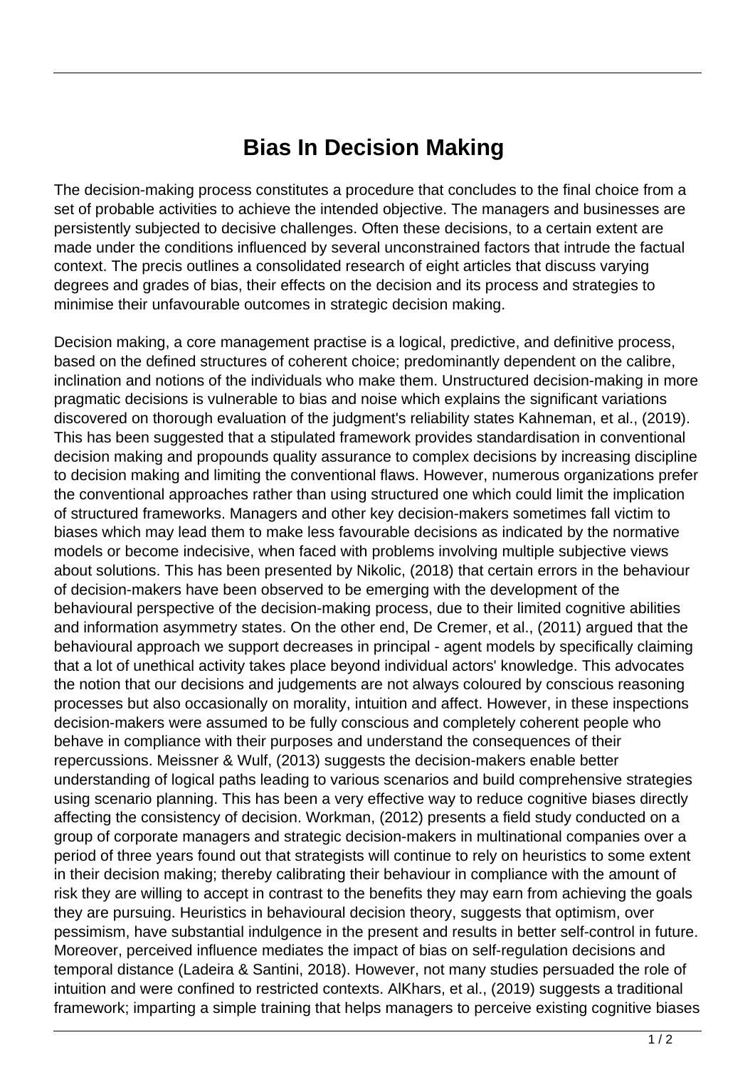# Bias In Decision Making

The decision-making process constitutes a procedure that concludes to the final choice from a set of probable activities to achieve the intended objective. The managers and businesses are persistently subjected to decisive challenges. Often these decisions, to a certain extent are made under the conditions influenced by several unconstrained factors that intrude the factual context. The precis outlines a consolidated research of eight articles that discuss varying degrees and grades of bias, their effects on the decision and its process and strategies to minimise their unfavourable outcomes in strategic decision making.

Decision making, a core management practise is a logical, predictive, and definitive process, based on the defined structures of coherent choice; predominantly dependent on the calibre, inclination and notions of the individuals who make them. Unstructured decision-making in more pragmatic decisions is vulnerable to bias and noise which explains the significant variations discovered on thorough evaluation of the judgment's reliability states Kahneman, et al., (2019). This has been suggested that a stipulated framework provides standardisation in conventional decision making and propounds quality assurance to complex decisions by increasing discipline to decision making and limiting the conventional flaws. However, numerous organizations prefer the conventional approaches rather than using structured one which could limit the implication of structured frameworks. Managers and other key decision-makers sometimes fall victim to biases which may lead them to make less favourable decisions as indicated by the normative models or become indecisive, when faced with problems involving multiple subjective views about solutions. This has been presented by Nikolic, (2018) that certain errors in the behaviour of decision-makers have been observed to be emerging with the development of the behavioural perspective of the decision-making process, due to their limited cognitive abilities and information asymmetry states. On the other end, De Cremer, et al., (2011) argued that the behavioural approach we support decreases in principal - agent models by specifically claiming that a lot of unethical activity takes place beyond individual actors' knowledge. This advocates the notion that our decisions and judgements are not always coloured by conscious reasoning processes but also occasionally on morality, intuition and affect. However, in these inspections decision-makers were assumed to be fully conscious and completely coherent people who behave in compliance with their purposes and understand the consequences of their repercussions. Meissner & Wulf, (2013) suggests the decision-makers enable better understanding of logical paths leading to various scenarios and build comprehensive strategies using scenario planning. This has been a very effective way to reduce cognitive biases directly affecting the consistency of decision. Workman, (2012) presents a field study conducted on a group of corporate managers and strategic decision-makers in multinational companies over a period of three years found out that strategists will continue to rely on heuristics to some extent in their decision making; thereby calibrating their behaviour in compliance with the amount of risk they are willing to accept in contrast to the benefits they may earn from achieving the goals they are pursuing. Heuristics in behavioural decision theory, suggests that optimism, over pessimism, have substantial indulgence in the present and results in better self-control in future. Moreover, perceived influence mediates the impact of bias on self-regulation decisions and temporal distance (Ladeira & Santini, 2018). However, not many studies persuaded the role of intuition and were confined to restricted contexts. AlKhars, et al., (2019) suggests a traditional framework; imparting a simple training that helps managers to perceive existing cognitive biases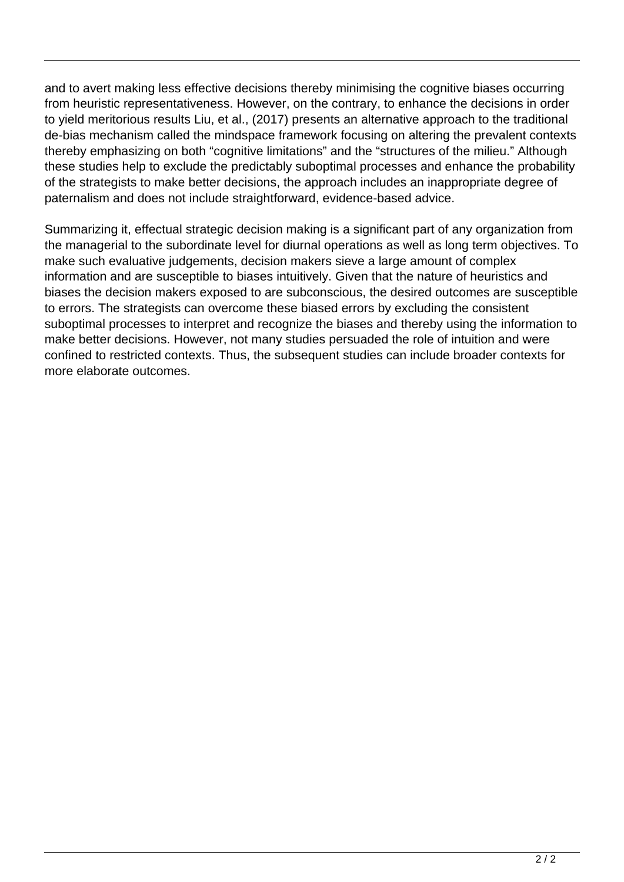and to avert making less effective decisions thereby minimising the cognitive biases occurring from heuristic representativeness. However, on the contrary, to enhance the decisions in order to yield meritorious results Liu, et al., (2017) presents an alternative approach to the traditional de-bias mechanism called the mindspace framework focusing on altering the prevalent contexts thereby emphasizing on both “cognitive limitations” and the “structures of the milieu.” Although these studies help to exclude the predictably suboptimal processes and enhance the probability of the strategists to make better decisions, the approach includes an inappropriate degree of paternalism and does not include straightforward, evidence-based advice.

Summarizing it, effectual strategic decision making is a significant part of any organization from the managerial to the subordinate level for diurnal operations as well as long term objectives. To make such evaluative judgements, decision makers sieve a large amount of complex information and are susceptible to biases intuitively. Given that the nature of heuristics and biases the decision makers exposed to are subconscious, the desired outcomes are susceptible to errors. The strategists can overcome these biased errors by excluding the consistent suboptimal processes to interpret and recognize the biases and thereby using the information to make better decisions. However, not many studies persuaded the role of intuition and were confined to restricted contexts. Thus, the subsequent studies can include broader contexts for more elaborate outcomes.